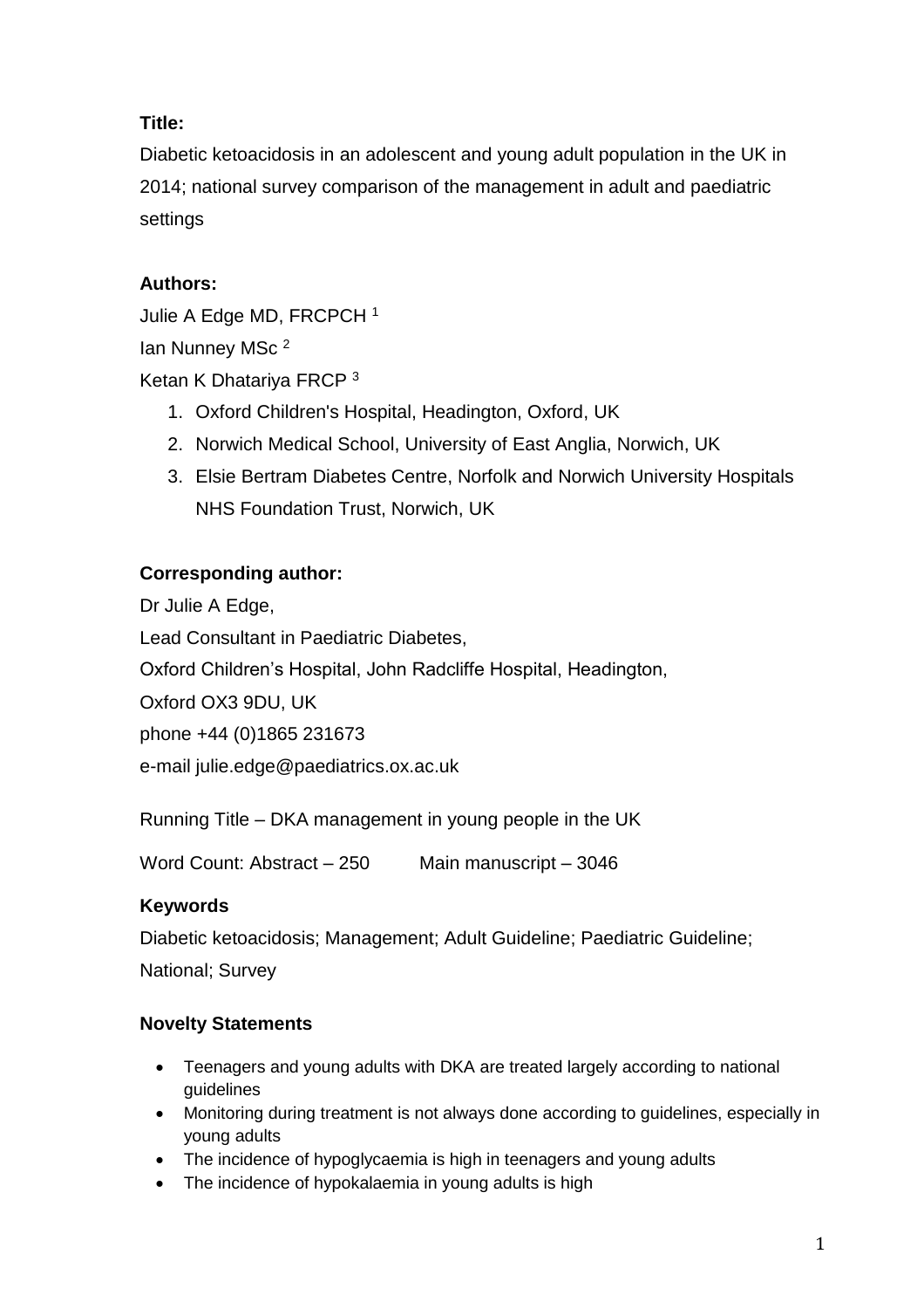**Title:**

Diabetic ketoacidosis in an adolescent and young adult population in the UK in 2014; national survey comparison of the management in adult and paediatric settings

**Authors:**

Julie A Edge MD, FRCPCH [1]

Ian Nunney MSc [2]

Ketan K Dhatariya FRCP [3]

1. Oxford Children's Hospital, Headington, Oxford, UK
2. Norwich Medical School, University of East Anglia, Norwich, UK
3. Elsie Bertram Diabetes Centre, Norfolk and Norwich University Hospitals NHS Foundation Trust, Norwich, UK

**Corresponding author:**

Dr Julie A Edge,

Lead Consultant in Paediatric Diabetes,

Oxford Children's Hospital, John Radcliffe Hospital, Headington,

Oxford OX3 9DU, UK

phone +44 (0)1865 231673

e-mail julie.edge@paediatrics.ox.ac.uk

Running Title – DKA management in young people in the UK

Word Count: Abstract – 250 Main manuscript – 3046

**Keywords**

Diabetic ketoacidosis; Management; Adult Guideline; Paediatric Guideline; National; Survey

**Novelty Statements**

- Teenagers and young adults with DKA are treated largely according to national guidelines
- Monitoring during treatment is not always done according to guidelines, especially in young adults
- The incidence of hypoglycaemia is high in teenagers and young adults
- The incidence of hypokalaemia in young adults is high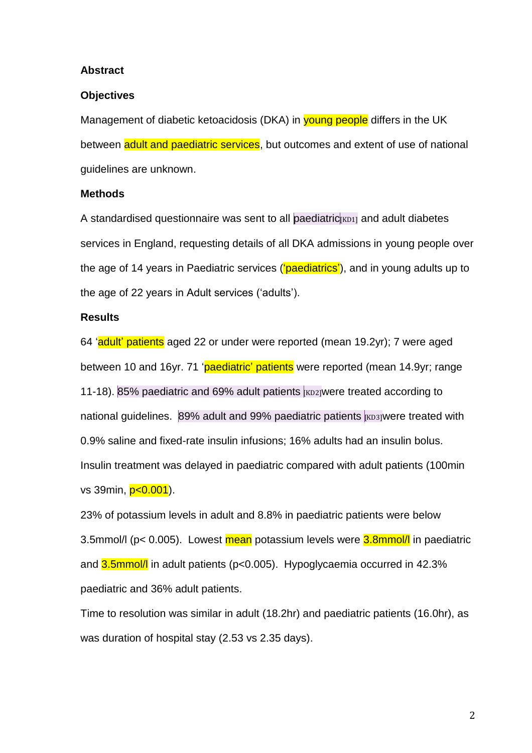**Abstract**

**Objectives**

Management of diabetic ketoacidosis (DKA) in young people differs in the UK between adult and paediatric services, but outcomes and extent of use of national guidelines are unknown.

**Methods**

A standardised questionnaire was sent to all paediatric[KD1] and adult diabetes services in England, requesting details of all DKA admissions in young people over the age of 14 years in Paediatric services ('paediatrics'), and in young adults up to the age of 22 years in Adult services ('adults').

**Results**

64 'adult' patients aged 22 or under were reported (mean 19.2yr); 7 were aged between 10 and 16yr. 71 'paediatric' patients were reported (mean 14.9yr; range 11-18). 85% paediatric and 69% adult patients [KD2]were treated according to national guidelines. 89% adult and 99% paediatric patients [KD3]were treated with 0.9% saline and fixed-rate insulin infusions; 16% adults had an insulin bolus. Insulin treatment was delayed in paediatric compared with adult patients (100min vs 39min, $p<0.001$).

23% of potassium levels in adult and 8.8% in paediatric patients were below 3.5mmol/l ($p< 0.005$). Lowest mean potassium levels were 3.8mmol/l in paediatric and 3.5mmol/l in adult patients ($p<0.005$). Hypoglycaemia occurred in 42.3% paediatric and 36% adult patients.

Time to resolution was similar in adult (18.2hr) and paediatric patients (16.0hr), as was duration of hospital stay (2.53 vs 2.35 days).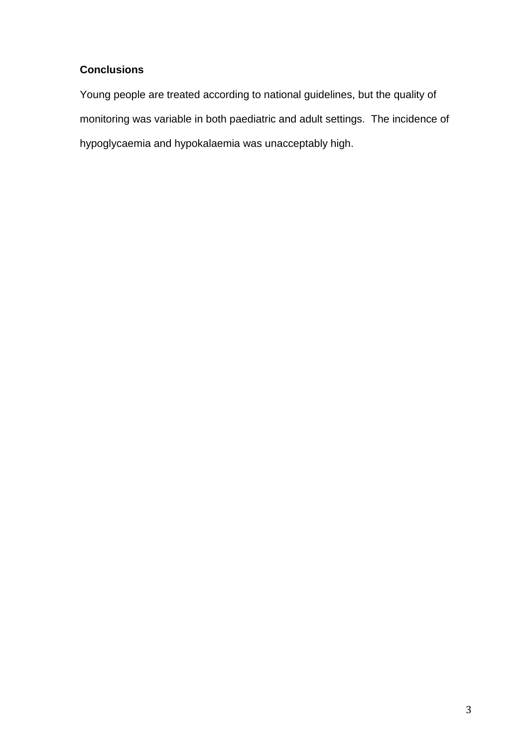**Conclusions**

Young people are treated according to national guidelines, but the quality of monitoring was variable in both paediatric and adult settings. The incidence of hypoglycaemia and hypokalaemia was unacceptably high.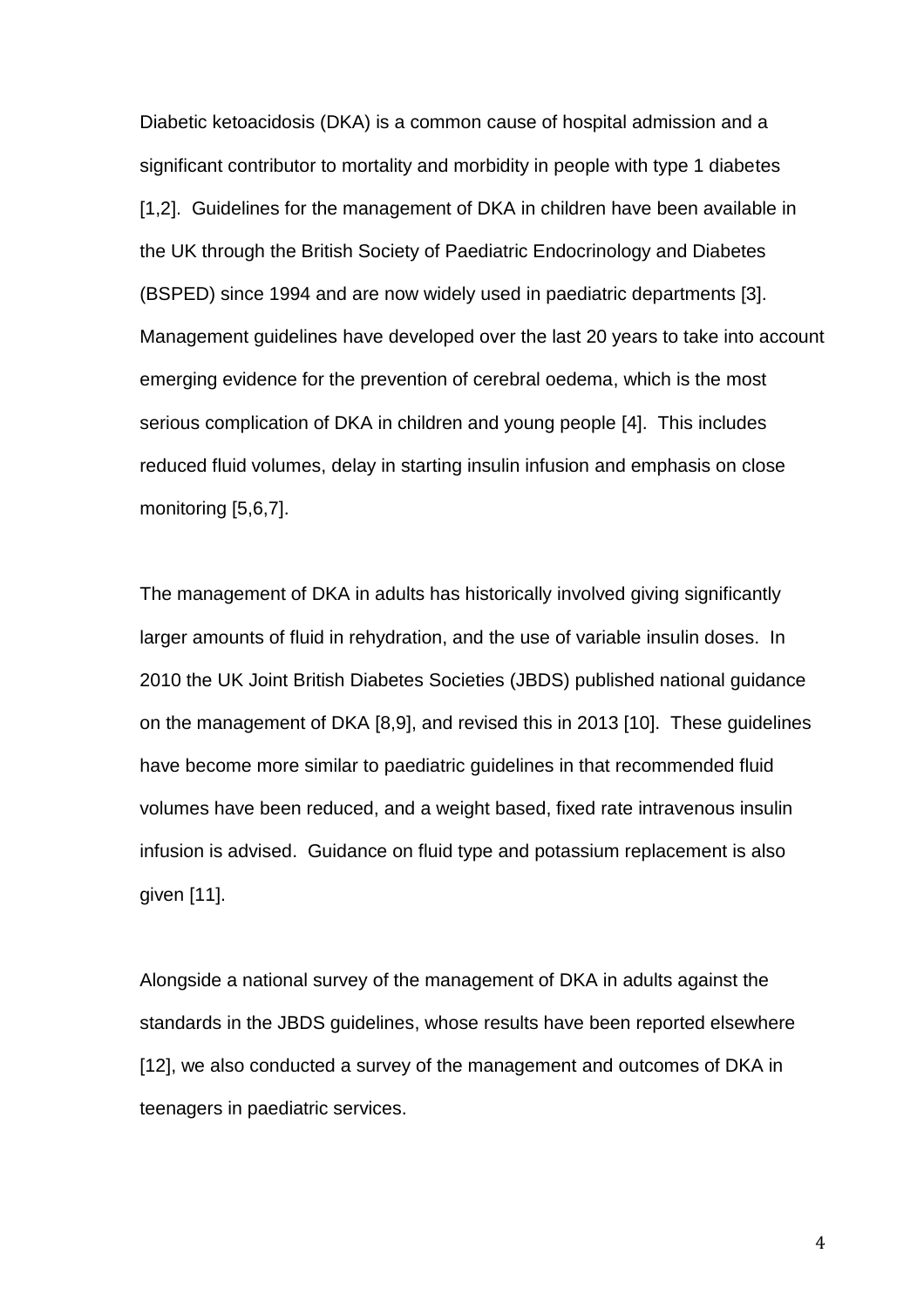Diabetic ketoacidosis (DKA) is a common cause of hospital admission and a significant contributor to mortality and morbidity in people with type 1 diabetes [1,2]. Guidelines for the management of DKA in children have been available in the UK through the British Society of Paediatric Endocrinology and Diabetes (BSPED) since 1994 and are now widely used in paediatric departments [3]. Management guidelines have developed over the last 20 years to take into account emerging evidence for the prevention of cerebral oedema, which is the most serious complication of DKA in children and young people [4]. This includes reduced fluid volumes, delay in starting insulin infusion and emphasis on close monitoring [5,6,7].

The management of DKA in adults has historically involved giving significantly larger amounts of fluid in rehydration, and the use of variable insulin doses. In 2010 the UK Joint British Diabetes Societies (JBDS) published national guidance on the management of DKA [8,9], and revised this in 2013 [10]. These guidelines have become more similar to paediatric guidelines in that recommended fluid volumes have been reduced, and a weight based, fixed rate intravenous insulin infusion is advised. Guidance on fluid type and potassium replacement is also given [11].

Alongside a national survey of the management of DKA in adults against the standards in the JBDS guidelines, whose results have been reported elsewhere [12], we also conducted a survey of the management and outcomes of DKA in teenagers in paediatric services.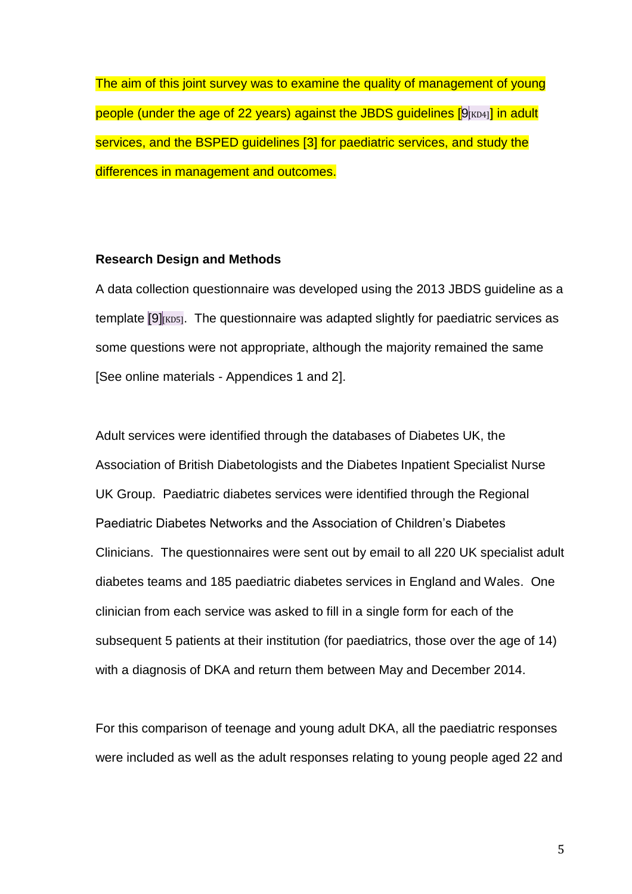The aim of this joint survey was to examine the quality of management of young people (under the age of 22 years) against the JBDS guidelines [9[KD4]] in adult services, and the BSPED guidelines [3] for paediatric services, and study the differences in management and outcomes.

**Research Design and Methods**

A data collection questionnaire was developed using the 2013 JBDS guideline as a template [9][KD5]. The questionnaire was adapted slightly for paediatric services as some questions were not appropriate, although the majority remained the same [See online materials - Appendices 1 and 2].

Adult services were identified through the databases of Diabetes UK, the Association of British Diabetologists and the Diabetes Inpatient Specialist Nurse UK Group. Paediatric diabetes services were identified through the Regional Paediatric Diabetes Networks and the Association of Children's Diabetes Clinicians. The questionnaires were sent out by email to all 220 UK specialist adult diabetes teams and 185 paediatric diabetes services in England and Wales. One clinician from each service was asked to fill in a single form for each of the subsequent 5 patients at their institution (for paediatrics, those over the age of 14) with a diagnosis of DKA and return them between May and December 2014.

For this comparison of teenage and young adult DKA, all the paediatric responses were included as well as the adult responses relating to young people aged 22 and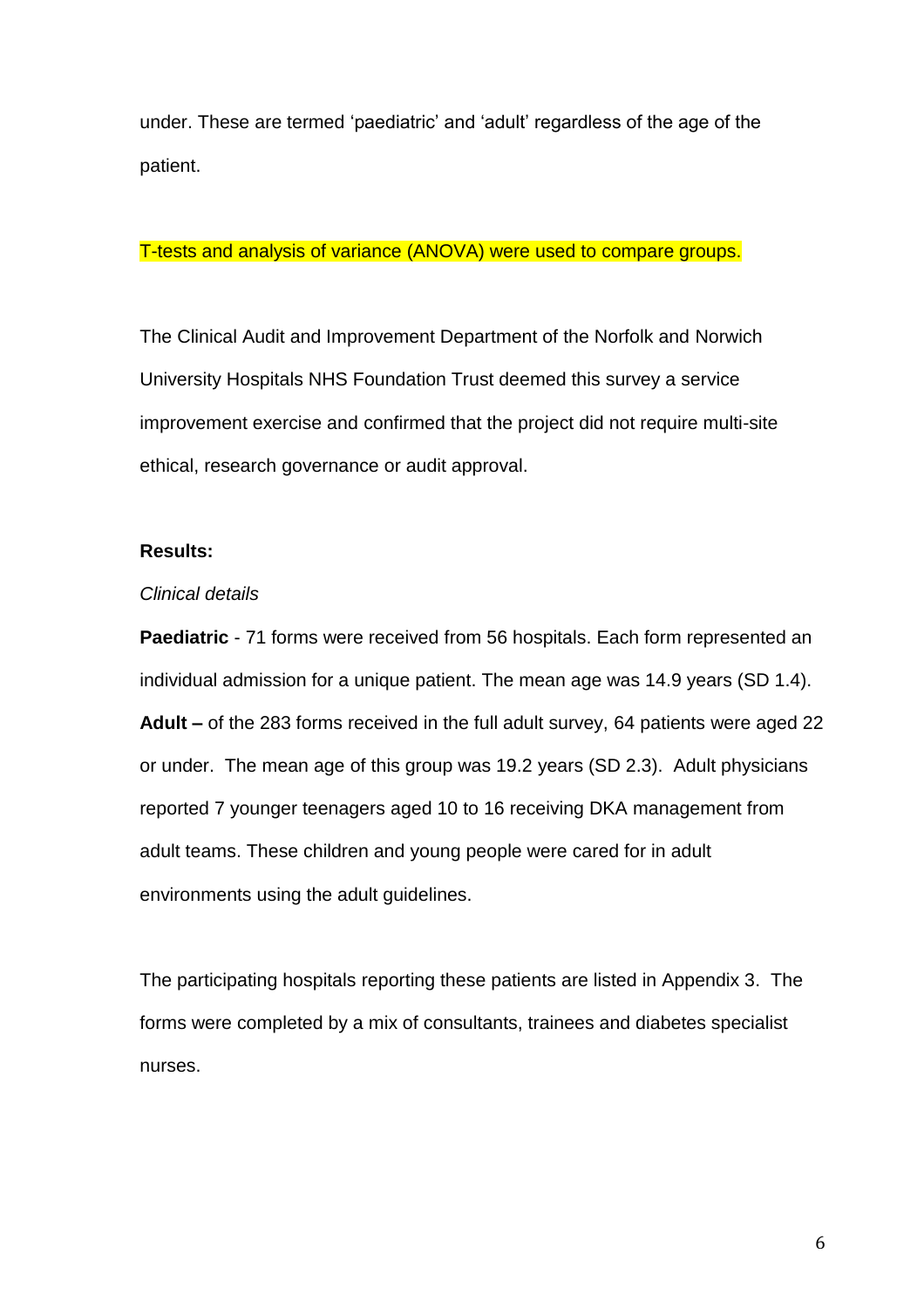under. These are termed ‘paediatric’ and ‘adult’ regardless of the age of the patient.

T-tests and analysis of variance (ANOVA) were used to compare groups.

The Clinical Audit and Improvement Department of the Norfolk and Norwich University Hospitals NHS Foundation Trust deemed this survey a service improvement exercise and confirmed that the project did not require multi-site ethical, research governance or audit approval.

**Results:**

*Clinical details*

**Paediatric** - 71 forms were received from 56 hospitals. Each form represented an individual admission for a unique patient. The mean age was 14.9 years (SD 1.4). **Adult –** of the 283 forms received in the full adult survey, 64 patients were aged 22 or under. The mean age of this group was 19.2 years (SD 2.3). Adult physicians reported 7 younger teenagers aged 10 to 16 receiving DKA management from adult teams. These children and young people were cared for in adult environments using the adult guidelines.

The participating hospitals reporting these patients are listed in Appendix 3. The forms were completed by a mix of consultants, trainees and diabetes specialist nurses.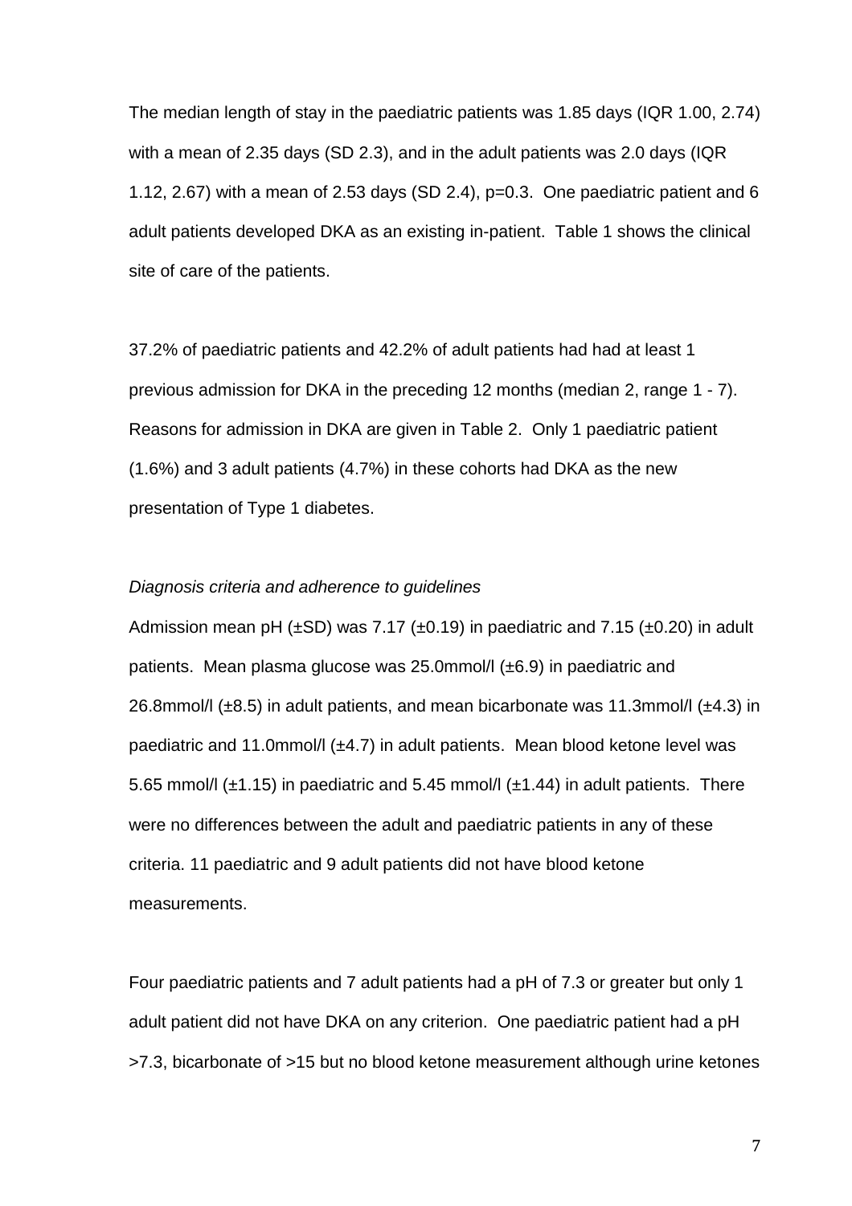The median length of stay in the paediatric patients was 1.85 days (IQR 1.00, 2.74) with a mean of 2.35 days (SD 2.3), and in the adult patients was 2.0 days (IQR 1.12, 2.67) with a mean of 2.53 days (SD 2.4), $p=0.3$. One paediatric patient and 6 adult patients developed DKA as an existing in-patient. Table 1 shows the clinical site of care of the patients.

37.2% of paediatric patients and 42.2% of adult patients had had at least 1 previous admission for DKA in the preceding 12 months (median 2, range 1 - 7). Reasons for admission in DKA are given in Table 2. Only 1 paediatric patient (1.6%) and 3 adult patients (4.7%) in these cohorts had DKA as the new presentation of Type 1 diabetes.

*Diagnosis criteria and adherence to guidelines*

Admission mean pH (±SD) was 7.17 (±0.19) in paediatric and 7.15 (±0.20) in adult patients. Mean plasma glucose was 25.0mmol/l (±6.9) in paediatric and 26.8mmol/l (±8.5) in adult patients, and mean bicarbonate was 11.3mmol/l (±4.3) in paediatric and 11.0mmol/l (±4.7) in adult patients. Mean blood ketone level was 5.65 mmol/l (±1.15) in paediatric and 5.45 mmol/l (±1.44) in adult patients. There were no differences between the adult and paediatric patients in any of these criteria. 11 paediatric and 9 adult patients did not have blood ketone measurements.

Four paediatric patients and 7 adult patients had a pH of 7.3 or greater but only 1 adult patient did not have DKA on any criterion. One paediatric patient had a pH >7.3, bicarbonate of >15 but no blood ketone measurement although urine ketones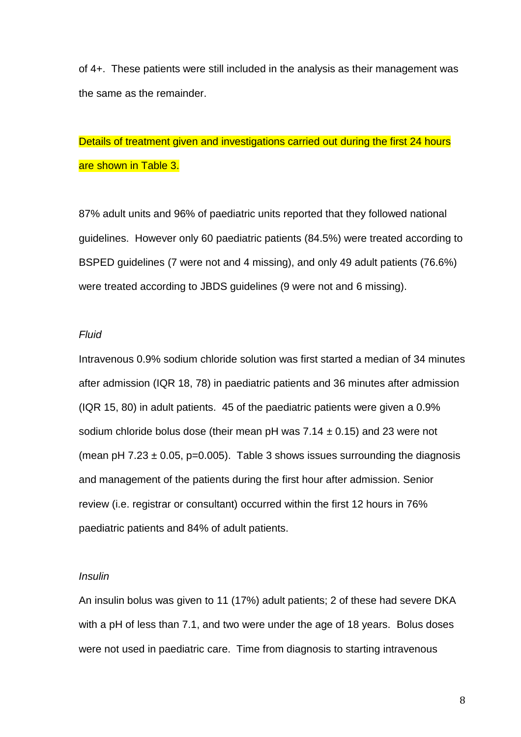of 4+. These patients were still included in the analysis as their management was the same as the remainder.

Details of treatment given and investigations carried out during the first 24 hours are shown in Table 3.

87% adult units and 96% of paediatric units reported that they followed national guidelines. However only 60 paediatric patients (84.5%) were treated according to BSPED guidelines (7 were not and 4 missing), and only 49 adult patients (76.6%) were treated according to JBDS guidelines (9 were not and 6 missing).

*Fluid*

Intravenous 0.9% sodium chloride solution was first started a median of 34 minutes after admission (IQR 18, 78) in paediatric patients and 36 minutes after admission (IQR 15, 80) in adult patients. 45 of the paediatric patients were given a 0.9% sodium chloride bolus dose (their mean pH was $7.14 \pm 0.15$) and 23 were not (mean pH $7.23 \pm 0.05$, $p=0.005$). Table 3 shows issues surrounding the diagnosis and management of the patients during the first hour after admission. Senior review (i.e. registrar or consultant) occurred within the first 12 hours in 76% paediatric patients and 84% of adult patients.

*Insulin*

An insulin bolus was given to 11 (17%) adult patients; 2 of these had severe DKA with a pH of less than 7.1, and two were under the age of 18 years. Bolus doses were not used in paediatric care. Time from diagnosis to starting intravenous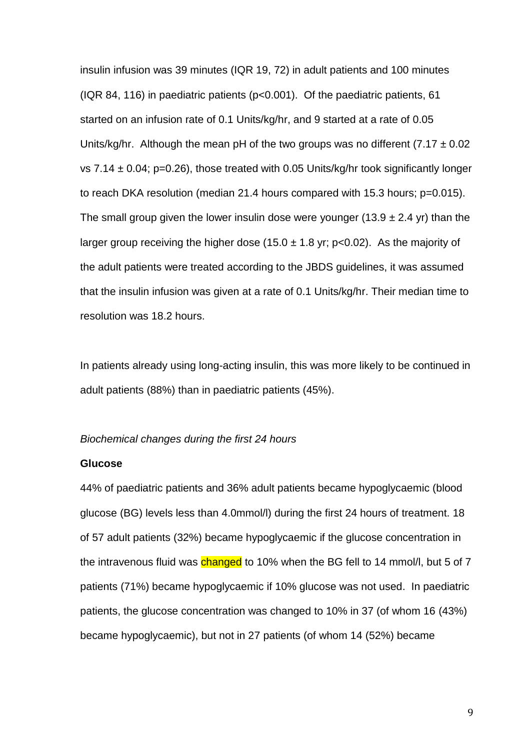insulin infusion was 39 minutes (IQR 19, 72) in adult patients and 100 minutes (IQR 84, 116) in paediatric patients ($p<0.001$). Of the paediatric patients, 61 started on an infusion rate of 0.1 Units/kg/hr, and 9 started at a rate of 0.05 Units/kg/hr. Although the mean pH of the two groups was no different ($7.17 \pm 0.02$ vs $7.14 \pm 0.04$; $p=0.26$), those treated with 0.05 Units/kg/hr took significantly longer to reach DKA resolution (median 21.4 hours compared with 15.3 hours; $p=0.015$). The small group given the lower insulin dose were younger ($13.9 \pm 2.4$ yr) than the larger group receiving the higher dose ($15.0 \pm 1.8$ yr; $p<0.02$). As the majority of the adult patients were treated according to the JBDS guidelines, it was assumed that the insulin infusion was given at a rate of 0.1 Units/kg/hr. Their median time to resolution was 18.2 hours.

In patients already using long-acting insulin, this was more likely to be continued in adult patients (88%) than in paediatric patients (45%).

*Biochemical changes during the first 24 hours*

**Glucose**

44% of paediatric patients and 36% adult patients became hypoglycaemic (blood glucose (BG) levels less than 4.0mmol/l) during the first 24 hours of treatment. 18 of 57 adult patients (32%) became hypoglycaemic if the glucose concentration in the intravenous fluid was changed to 10% when the BG fell to 14 mmol/l, but 5 of 7 patients (71%) became hypoglycaemic if 10% glucose was not used. In paediatric patients, the glucose concentration was changed to 10% in 37 (of whom 16 (43%) became hypoglycaemic), but not in 27 patients (of whom 14 (52%) became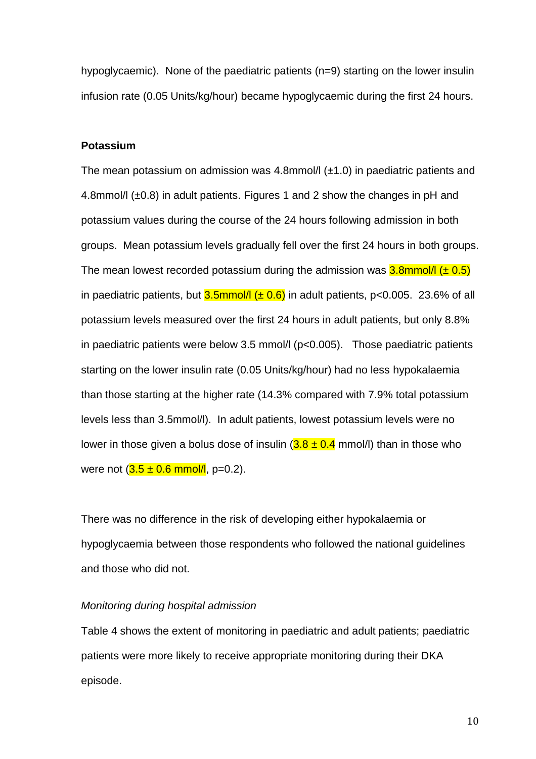hypoglycaemic). None of the paediatric patients (n=9) starting on the lower insulin infusion rate (0.05 Units/kg/hour) became hypoglycaemic during the first 24 hours.

**Potassium**

The mean potassium on admission was 4.8mmol/l (±1.0) in paediatric patients and 4.8mmol/l (±0.8) in adult patients. Figures 1 and 2 show the changes in pH and potassium values during the course of the 24 hours following admission in both groups. Mean potassium levels gradually fell over the first 24 hours in both groups. The mean lowest recorded potassium during the admission was 3.8mmol/l (± 0.5) in paediatric patients, but 3.5mmol/l (± 0.6) in adult patients, $p<0.005$. 23.6% of all potassium levels measured over the first 24 hours in adult patients, but only 8.8% in paediatric patients were below 3.5 mmol/l ($p<0.005$). Those paediatric patients starting on the lower insulin rate (0.05 Units/kg/hour) had no less hypokalaemia than those starting at the higher rate (14.3% compared with 7.9% total potassium levels less than 3.5mmol/l). In adult patients, lowest potassium levels were no lower in those given a bolus dose of insulin (3.8 ± 0.4 mmol/l) than in those who were not (3.5 ± 0.6 mmol/l, $p=0.2$).

There was no difference in the risk of developing either hypokalaemia or hypoglycaemia between those respondents who followed the national guidelines and those who did not.

*Monitoring during hospital admission*

Table 4 shows the extent of monitoring in paediatric and adult patients; paediatric patients were more likely to receive appropriate monitoring during their DKA episode.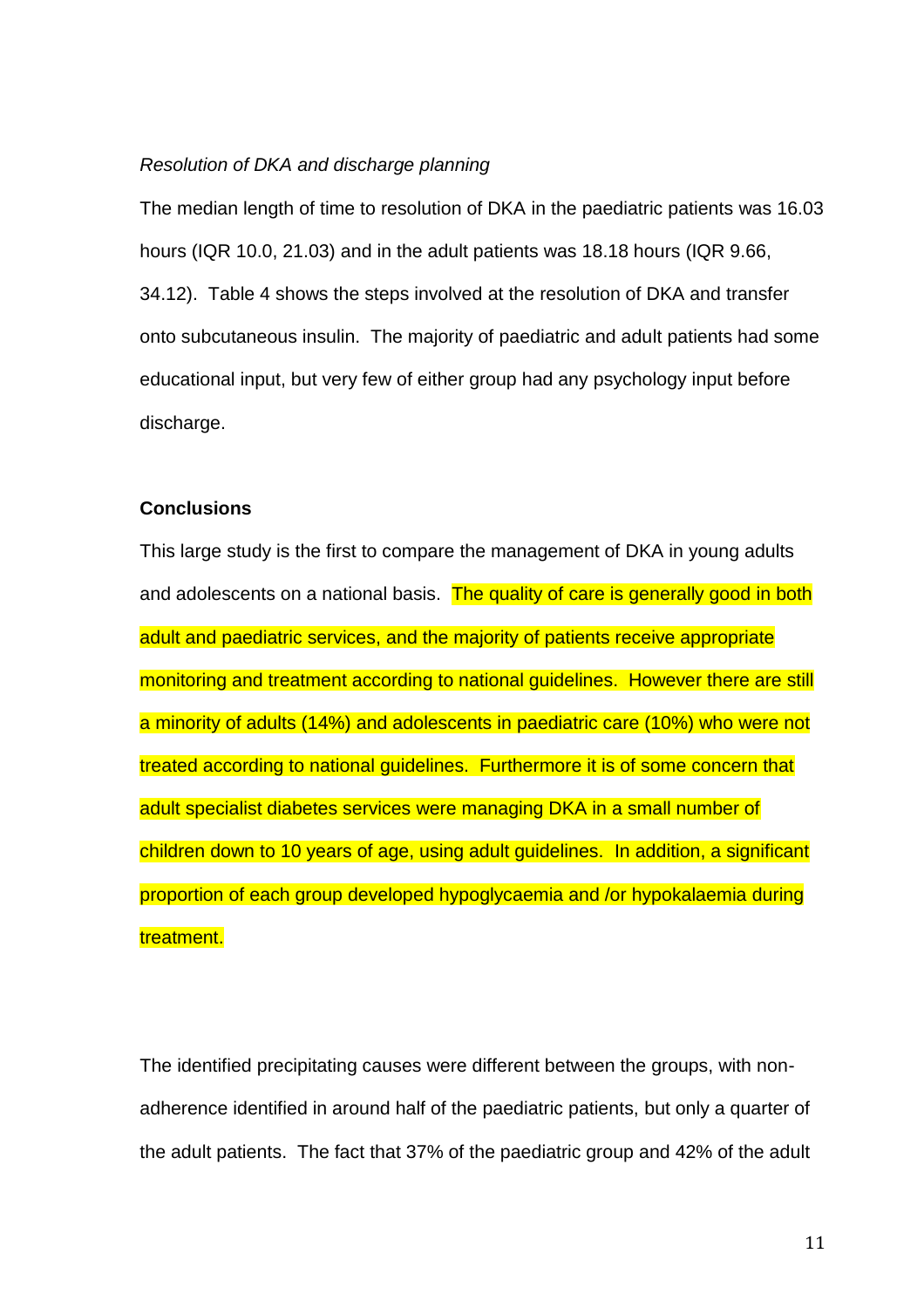*Resolution of DKA and discharge planning*

The median length of time to resolution of DKA in the paediatric patients was 16.03 hours (IQR 10.0, 21.03) and in the adult patients was 18.18 hours (IQR 9.66, 34.12). Table 4 shows the steps involved at the resolution of DKA and transfer onto subcutaneous insulin. The majority of paediatric and adult patients had some educational input, but very few of either group had any psychology input before discharge.

**Conclusions**

This large study is the first to compare the management of DKA in young adults and adolescents on a national basis. The quality of care is generally good in both adult and paediatric services, and the majority of patients receive appropriate monitoring and treatment according to national guidelines. However there are still a minority of adults (14%) and adolescents in paediatric care (10%) who were not treated according to national guidelines. Furthermore it is of some concern that adult specialist diabetes services were managing DKA in a small number of children down to 10 years of age, using adult guidelines. In addition, a significant proportion of each group developed hypoglycaemia and /or hypokalaemia during treatment.

The identified precipitating causes were different between the groups, with non-adherence identified in around half of the paediatric patients, but only a quarter of the adult patients. The fact that 37% of the paediatric group and 42% of the adult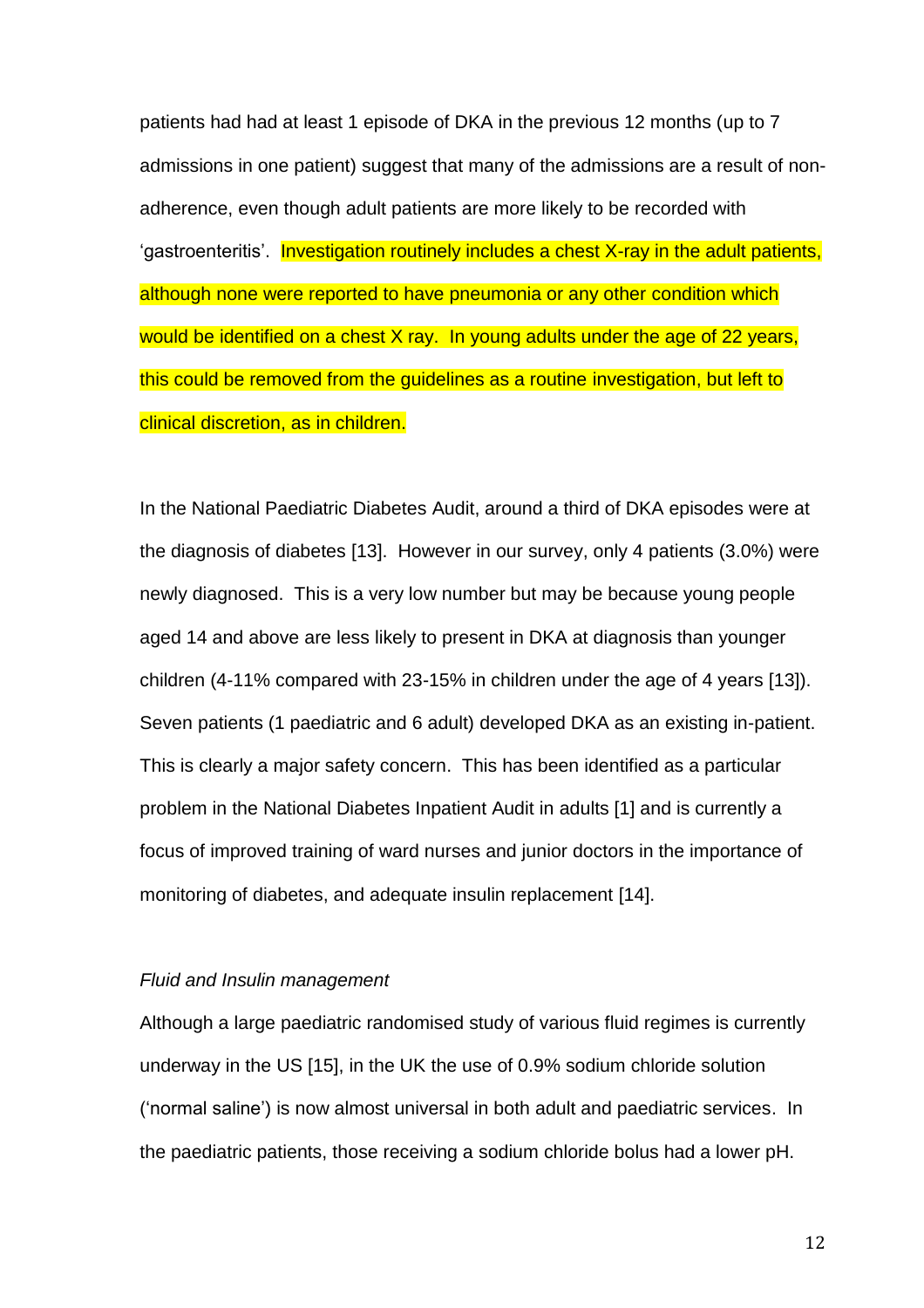patients had had at least 1 episode of DKA in the previous 12 months (up to 7 admissions in one patient) suggest that many of the admissions are a result of non-adherence, even though adult patients are more likely to be recorded with 'gastroenteritis'. Investigation routinely includes a chest X-ray in the adult patients, although none were reported to have pneumonia or any other condition which would be identified on a chest X ray. In young adults under the age of 22 years, this could be removed from the guidelines as a routine investigation, but left to clinical discretion, as in children.

In the National Paediatric Diabetes Audit, around a third of DKA episodes were at the diagnosis of diabetes [13]. However in our survey, only 4 patients (3.0%) were newly diagnosed. This is a very low number but may be because young people aged 14 and above are less likely to present in DKA at diagnosis than younger children (4-11% compared with 23-15% in children under the age of 4 years [13]). Seven patients (1 paediatric and 6 adult) developed DKA as an existing in-patient. This is clearly a major safety concern. This has been identified as a particular problem in the National Diabetes Inpatient Audit in adults [1] and is currently a focus of improved training of ward nurses and junior doctors in the importance of monitoring of diabetes, and adequate insulin replacement [14].

*Fluid and Insulin management*

Although a large paediatric randomised study of various fluid regimes is currently underway in the US [15], in the UK the use of 0.9% sodium chloride solution ('normal saline') is now almost universal in both adult and paediatric services. In the paediatric patients, those receiving a sodium chloride bolus had a lower pH.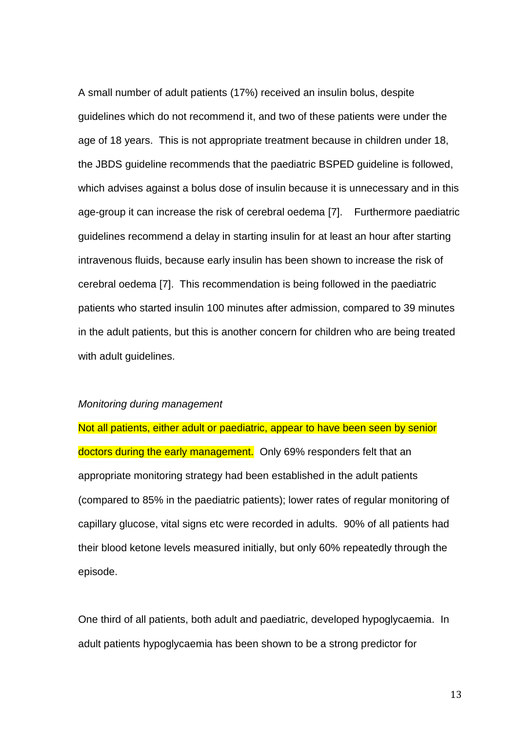A small number of adult patients (17%) received an insulin bolus, despite guidelines which do not recommend it, and two of these patients were under the age of 18 years. This is not appropriate treatment because in children under 18, the JBDS guideline recommends that the paediatric BSPED guideline is followed, which advises against a bolus dose of insulin because it is unnecessary and in this age-group it can increase the risk of cerebral oedema [7]. Furthermore paediatric guidelines recommend a delay in starting insulin for at least an hour after starting intravenous fluids, because early insulin has been shown to increase the risk of cerebral oedema [7]. This recommendation is being followed in the paediatric patients who started insulin 100 minutes after admission, compared to 39 minutes in the adult patients, but this is another concern for children who are being treated with adult guidelines.

*Monitoring during management*

Not all patients, either adult or paediatric, appear to have been seen by senior doctors during the early management. Only 69% responders felt that an appropriate monitoring strategy had been established in the adult patients (compared to 85% in the paediatric patients); lower rates of regular monitoring of capillary glucose, vital signs etc were recorded in adults. 90% of all patients had their blood ketone levels measured initially, but only 60% repeatedly through the episode.

One third of all patients, both adult and paediatric, developed hypoglycaemia. In adult patients hypoglycaemia has been shown to be a strong predictor for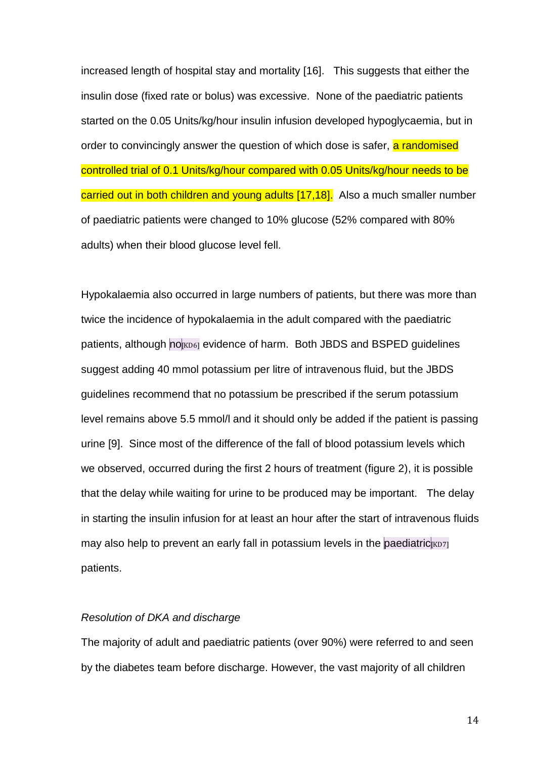increased length of hospital stay and mortality [16]. This suggests that either the insulin dose (fixed rate or bolus) was excessive. None of the paediatric patients started on the 0.05 Units/kg/hour insulin infusion developed hypoglycaemia, but in order to convincingly answer the question of which dose is safer, a randomised controlled trial of 0.1 Units/kg/hour compared with 0.05 Units/kg/hour needs to be carried out in both children and young adults [17,18]. Also a much smaller number of paediatric patients were changed to 10% glucose (52% compared with 80% adults) when their blood glucose level fell.

Hypokalaemia also occurred in large numbers of patients, but there was more than twice the incidence of hypokalaemia in the adult compared with the paediatric patients, although no[KD6] evidence of harm. Both JBDS and BSPED guidelines suggest adding 40 mmol potassium per litre of intravenous fluid, but the JBDS guidelines recommend that no potassium be prescribed if the serum potassium level remains above 5.5 mmol/l and it should only be added if the patient is passing urine [9]. Since most of the difference of the fall of blood potassium levels which we observed, occurred during the first 2 hours of treatment (figure 2), it is possible that the delay while waiting for urine to be produced may be important. The delay in starting the insulin infusion for at least an hour after the start of intravenous fluids may also help to prevent an early fall in potassium levels in the paediatric[KD7] patients.

*Resolution of DKA and discharge*

The majority of adult and paediatric patients (over 90%) were referred to and seen by the diabetes team before discharge. However, the vast majority of all children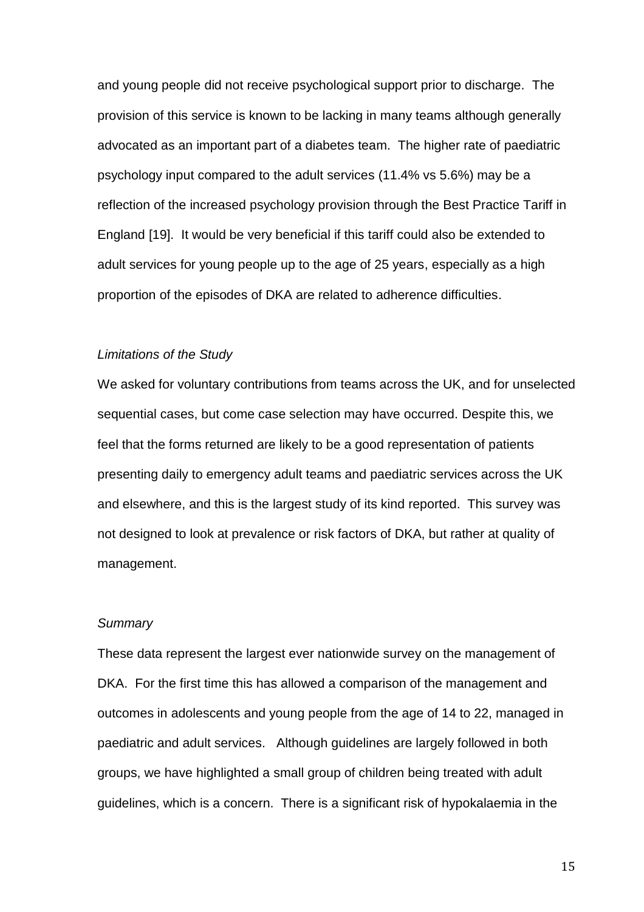and young people did not receive psychological support prior to discharge. The provision of this service is known to be lacking in many teams although generally advocated as an important part of a diabetes team. The higher rate of paediatric psychology input compared to the adult services (11.4% vs 5.6%) may be a reflection of the increased psychology provision through the Best Practice Tariff in England [19]. It would be very beneficial if this tariff could also be extended to adult services for young people up to the age of 25 years, especially as a high proportion of the episodes of DKA are related to adherence difficulties.

*Limitations of the Study*

We asked for voluntary contributions from teams across the UK, and for unselected sequential cases, but come case selection may have occurred. Despite this, we feel that the forms returned are likely to be a good representation of patients presenting daily to emergency adult teams and paediatric services across the UK and elsewhere, and this is the largest study of its kind reported. This survey was not designed to look at prevalence or risk factors of DKA, but rather at quality of management.

*Summary*

These data represent the largest ever nationwide survey on the management of DKA. For the first time this has allowed a comparison of the management and outcomes in adolescents and young people from the age of 14 to 22, managed in paediatric and adult services. Although guidelines are largely followed in both groups, we have highlighted a small group of children being treated with adult guidelines, which is a concern. There is a significant risk of hypokalaemia in the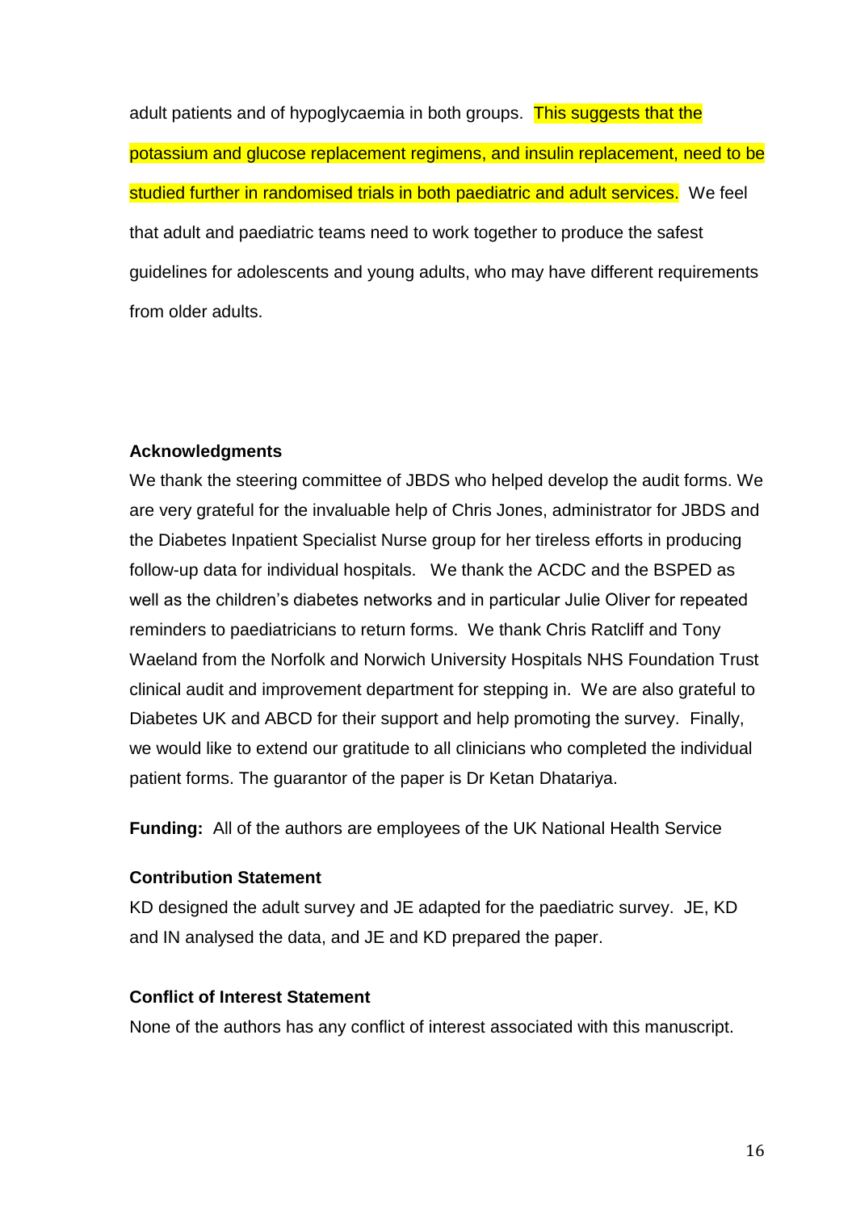adult patients and of hypoglycaemia in both groups. This suggests that the potassium and glucose replacement regimens, and insulin replacement, need to be studied further in randomised trials in both paediatric and adult services. We feel that adult and paediatric teams need to work together to produce the safest guidelines for adolescents and young adults, who may have different requirements from older adults.

**Acknowledgments**

We thank the steering committee of JBDS who helped develop the audit forms. We are very grateful for the invaluable help of Chris Jones, administrator for JBDS and the Diabetes Inpatient Specialist Nurse group for her tireless efforts in producing follow-up data for individual hospitals. We thank the ACDC and the BSPED as well as the children's diabetes networks and in particular Julie Oliver for repeated reminders to paediatricians to return forms. We thank Chris Ratcliff and Tony Waeland from the Norfolk and Norwich University Hospitals NHS Foundation Trust clinical audit and improvement department for stepping in. We are also grateful to Diabetes UK and ABCD for their support and help promoting the survey. Finally, we would like to extend our gratitude to all clinicians who completed the individual patient forms. The guarantor of the paper is Dr Ketan Dhatariya.

**Funding:** All of the authors are employees of the UK National Health Service

**Contribution Statement**

KD designed the adult survey and JE adapted for the paediatric survey. JE, KD and IN analysed the data, and JE and KD prepared the paper.

**Conflict of Interest Statement**

None of the authors has any conflict of interest associated with this manuscript.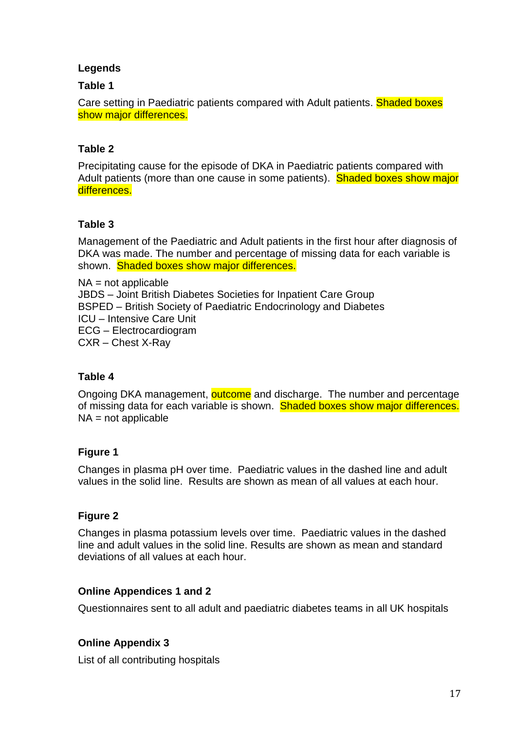**Legends**

**Table 1**

Care setting in Paediatric patients compared with Adult patients. Shaded boxes show major differences.

**Table 2**

Precipitating cause for the episode of DKA in Paediatric patients compared with Adult patients (more than one cause in some patients). Shaded boxes show major differences.

**Table 3**

Management of the Paediatric and Adult patients in the first hour after diagnosis of DKA was made. The number and percentage of missing data for each variable is shown. Shaded boxes show major differences.

NA = not applicable
JBDS – Joint British Diabetes Societies for Inpatient Care Group
BSPED – British Society of Paediatric Endocrinology and Diabetes
ICU – Intensive Care Unit
ECG – Electrocardiogram
CXR – Chest X-Ray

**Table 4**

Ongoing DKA management, outcome and discharge. The number and percentage of missing data for each variable is shown. Shaded boxes show major differences.
NA = not applicable

**Figure 1**

Changes in plasma pH over time. Paediatric values in the dashed line and adult values in the solid line. Results are shown as mean of all values at each hour.

**Figure 2**

Changes in plasma potassium levels over time. Paediatric values in the dashed line and adult values in the solid line. Results are shown as mean and standard deviations of all values at each hour.

**Online Appendices 1 and 2**

Questionnaires sent to all adult and paediatric diabetes teams in all UK hospitals

**Online Appendix 3**

List of all contributing hospitals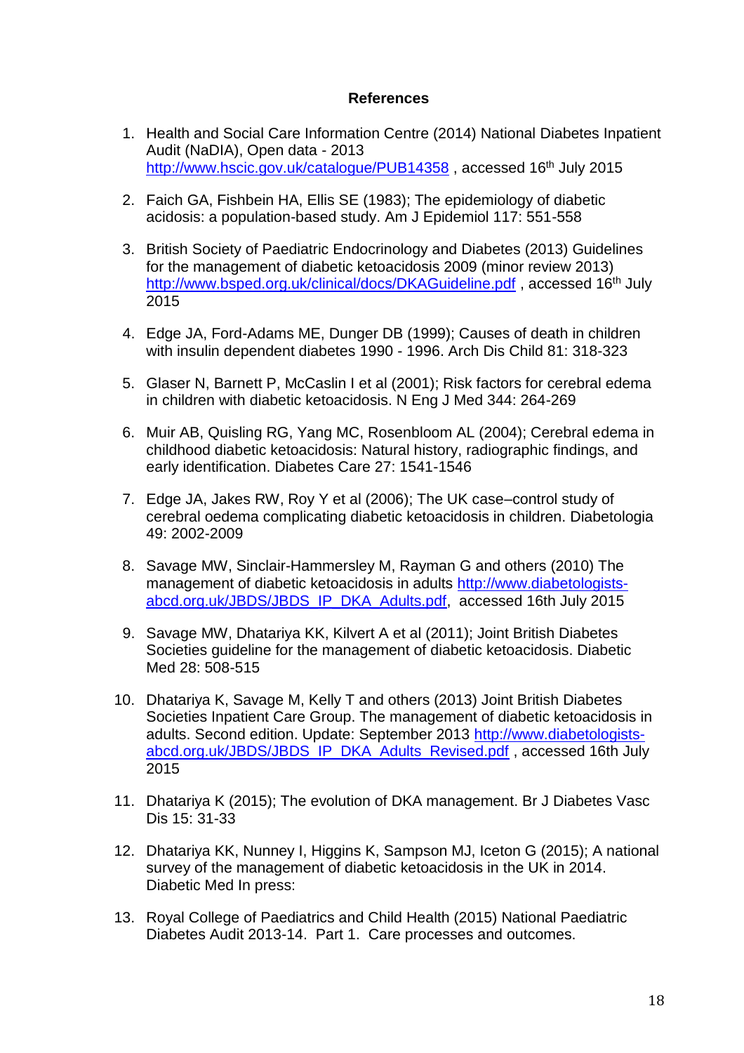## References

1. Health and Social Care Information Centre (2014) National Diabetes Inpatient Audit (NaDIA), Open data - 2013 http://www.hscic.gov.uk/catalogue/PUB14358 , accessed 16th July 2015

2. Faich GA, Fishbein HA, Ellis SE (1983); The epidemiology of diabetic acidosis: a population-based study. Am J Epidemiol 117: 551-558

3. British Society of Paediatric Endocrinology and Diabetes (2013) Guidelines for the management of diabetic ketoacidosis 2009 (minor review 2013) http://www.bsped.org.uk/clinical/docs/DKAGuideline.pdf , accessed 16th July 2015

4. Edge JA, Ford-Adams ME, Dunger DB (1999); Causes of death in children with insulin dependent diabetes 1990 - 1996. Arch Dis Child 81: 318-323

5. Glaser N, Barnett P, McCaslin I et al (2001); Risk factors for cerebral edema in children with diabetic ketoacidosis. N Eng J Med 344: 264-269

6. Muir AB, Quisling RG, Yang MC, Rosenbloom AL (2004); Cerebral edema in childhood diabetic ketoacidosis: Natural history, radiographic findings, and early identification. Diabetes Care 27: 1541-1546

7. Edge JA, Jakes RW, Roy Y et al (2006); The UK case–control study of cerebral oedema complicating diabetic ketoacidosis in children. Diabetologia 49: 2002-2009

8. Savage MW, Sinclair-Hammersley M, Rayman G and others (2010) The management of diabetic ketoacidosis in adults http://www.diabetologists-abcd.org.uk/JBDS/JBDS_IP_DKA_Adults.pdf, accessed 16th July 2015

9. Savage MW, Dhatariya KK, Kilvert A et al (2011); Joint British Diabetes Societies guideline for the management of diabetic ketoacidosis. Diabetic Med 28: 508-515

10. Dhatariya K, Savage M, Kelly T and others (2013) Joint British Diabetes Societies Inpatient Care Group. The management of diabetic ketoacidosis in adults. Second edition. Update: September 2013 http://www.diabetologists-abcd.org.uk/JBDS/JBDS_IP_DKA_Adults_Revised.pdf , accessed 16th July 2015

11. Dhatariya K (2015); The evolution of DKA management. Br J Diabetes Vasc Dis 15: 31-33

12. Dhatariya KK, Nunney I, Higgins K, Sampson MJ, Iceton G (2015); A national survey of the management of diabetic ketoacidosis in the UK in 2014. Diabetic Med In press:

13. Royal College of Paediatrics and Child Health (2015) National Paediatric Diabetes Audit 2013-14. Part 1. Care processes and outcomes.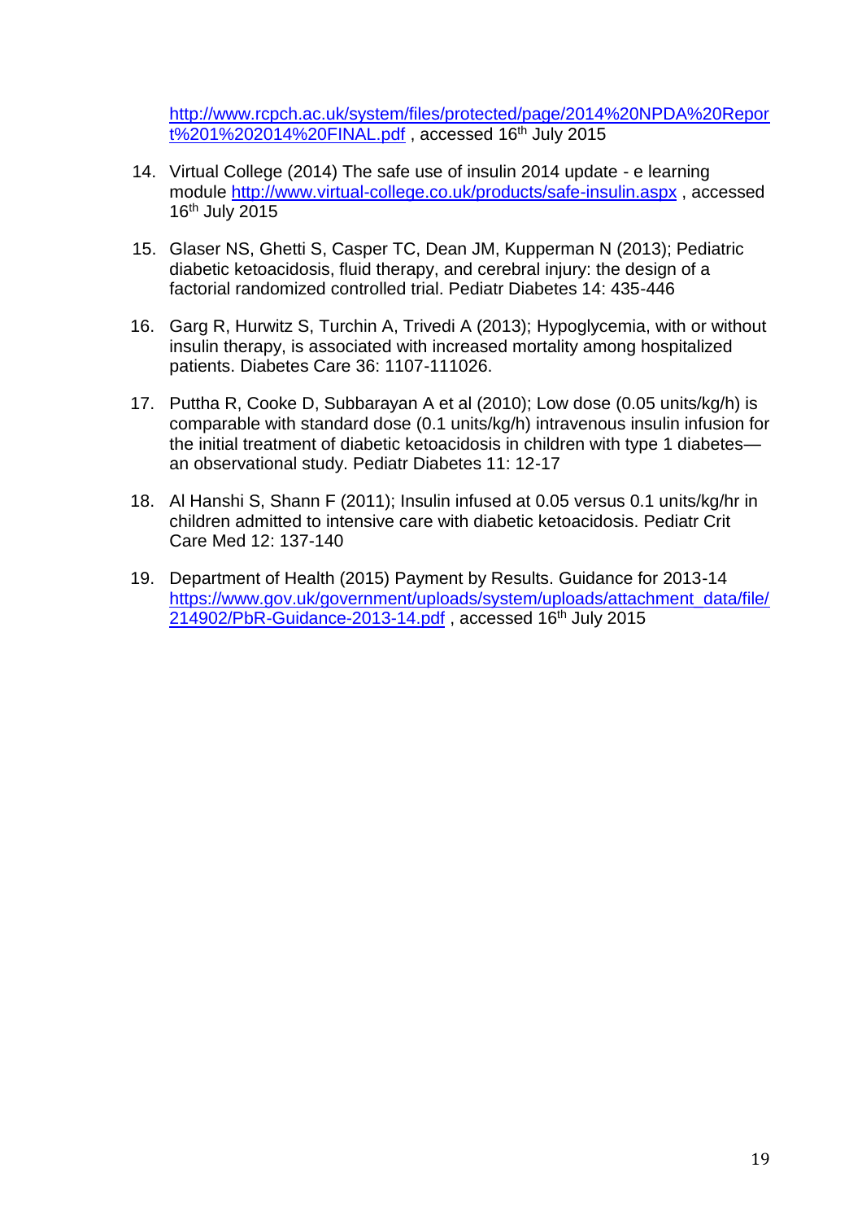http://www.rcpch.ac.uk/system/files/protected/page/2014%20NPDA%20Report%201%202014%20FINAL.pdf , accessed 16th July 2015

14. Virtual College (2014) The safe use of insulin 2014 update - e learning module http://www.virtual-college.co.uk/products/safe-insulin.aspx , accessed 16th July 2015

15. Glaser NS, Ghetti S, Casper TC, Dean JM, Kupperman N (2013); Pediatric diabetic ketoacidosis, fluid therapy, and cerebral injury: the design of a factorial randomized controlled trial. Pediatr Diabetes 14: 435-446

16. Garg R, Hurwitz S, Turchin A, Trivedi A (2013); Hypoglycemia, with or without insulin therapy, is associated with increased mortality among hospitalized patients. Diabetes Care 36: 1107-111026.

17. Puttha R, Cooke D, Subbarayan A et al (2010); Low dose (0.05 units/kg/h) is comparable with standard dose (0.1 units/kg/h) intravenous insulin infusion for the initial treatment of diabetic ketoacidosis in children with type 1 diabetes—an observational study. Pediatr Diabetes 11: 12-17

18. Al Hanshi S, Shann F (2011); Insulin infused at 0.05 versus 0.1 units/kg/hr in children admitted to intensive care with diabetic ketoacidosis. Pediatr Crit Care Med 12: 137-140

19. Department of Health (2015) Payment by Results. Guidance for 2013-14 https://www.gov.uk/government/uploads/system/uploads/attachment_data/file/214902/PbR-Guidance-2013-14.pdf , accessed 16th July 2015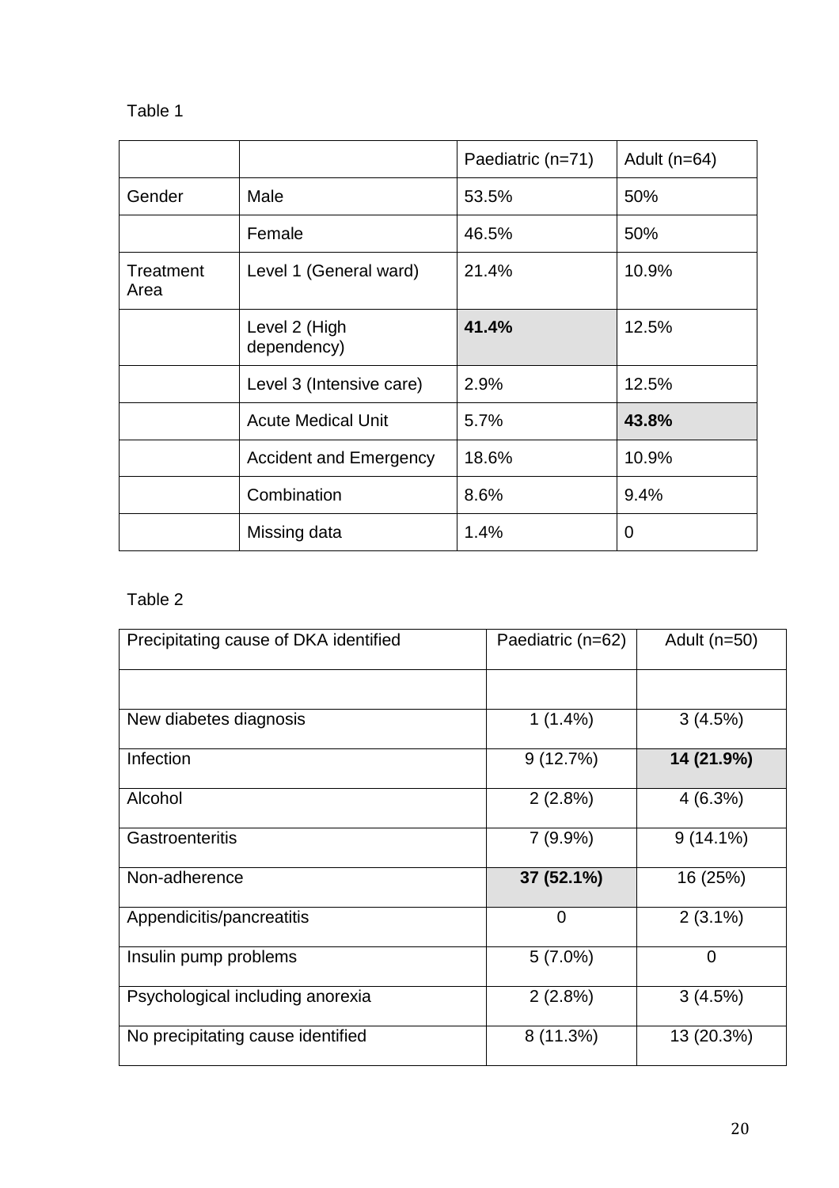Table 1

| | | Paediatric (n=71) | Adult (n=64) |
|---|---|---|---|
| Gender | Male | 53.5% | 50% |
| | Female | 46.5% | 50% |
| Treatment Area | Level 1 (General ward) | 21.4% | 10.9% |
| | Level 2 (High dependency) | **41.4%** | 12.5% |
| | Level 3 (Intensive care) | 2.9% | 12.5% |
| | Acute Medical Unit | 5.7% | **43.8%** |
| | Accident and Emergency | 18.6% | 10.9% |
| | Combination | 8.6% | 9.4% |
| | Missing data | 1.4% | 0 |

Table 2

| Precipitating cause of DKA identified | Paediatric (n=62) | Adult (n=50) |
|---|---|---|
| | | |
| New diabetes diagnosis | 1 (1.4%) | 3 (4.5%) |
| Infection | 9 (12.7%) | **14 (21.9%)** |
| Alcohol | 2 (2.8%) | 4 (6.3%) |
| Gastroenteritis | 7 (9.9%) | 9 (14.1%) |
| Non-adherence | **37 (52.1%)** | 16 (25%) |
| Appendicitis/pancreatitis | 0 | 2 (3.1%) |
| Insulin pump problems | 5 (7.0%) | 0 |
| Psychological including anorexia | 2 (2.8%) | 3 (4.5%) |
| No precipitating cause identified | 8 (11.3%) | 13 (20.3%) |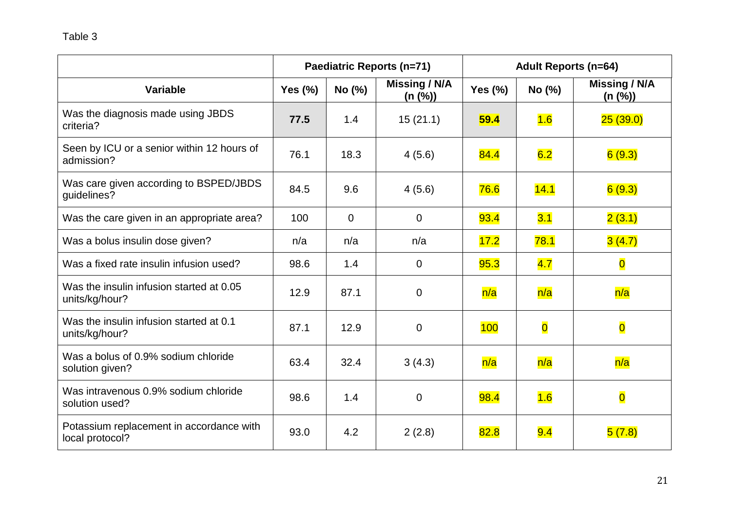Table 3

| | Paediatric Reports (n=71) | | | Adult Reports (n=64) | | |
|---|---|---|---|---|---|---|
| **Variable** | **Yes (%)** | **No (%)** | **Missing / N/A (n (%))** | **Yes (%)** | **No (%)** | **Missing / N/A (n (%))** |
| Was the diagnosis made using JBDS criteria? | **77.5** | 1.4 | 15 (21.1) | **59.4** | 1.6 | 25 (39.0) |
| Seen by ICU or a senior within 12 hours of admission? | 76.1 | 18.3 | 4 (5.6) | 84.4 | 6.2 | 6 (9.3) |
| Was care given according to BSPED/JBDS guidelines? | 84.5 | 9.6 | 4 (5.6) | 76.6 | 14.1 | 6 (9.3) |
| Was the care given in an appropriate area? | 100 | 0 | 0 | 93.4 | 3.1 | 2 (3.1) |
| Was a bolus insulin dose given? | n/a | n/a | n/a | 17.2 | 78.1 | 3 (4.7) |
| Was a fixed rate insulin infusion used? | 98.6 | 1.4 | 0 | 95.3 | 4.7 | 0 |
| Was the insulin infusion started at 0.05 units/kg/hour? | 12.9 | 87.1 | 0 | n/a | n/a | n/a |
| Was the insulin infusion started at 0.1 units/kg/hour? | 87.1 | 12.9 | 0 | 100 | 0 | 0 |
| Was a bolus of 0.9% sodium chloride solution given? | 63.4 | 32.4 | 3 (4.3) | n/a | n/a | n/a |
| Was intravenous 0.9% sodium chloride solution used? | 98.6 | 1.4 | 0 | 98.4 | 1.6 | 0 |
| Potassium replacement in accordance with local protocol? | 93.0 | 4.2 | 2 (2.8) | 82.8 | 9.4 | 5 (7.8) |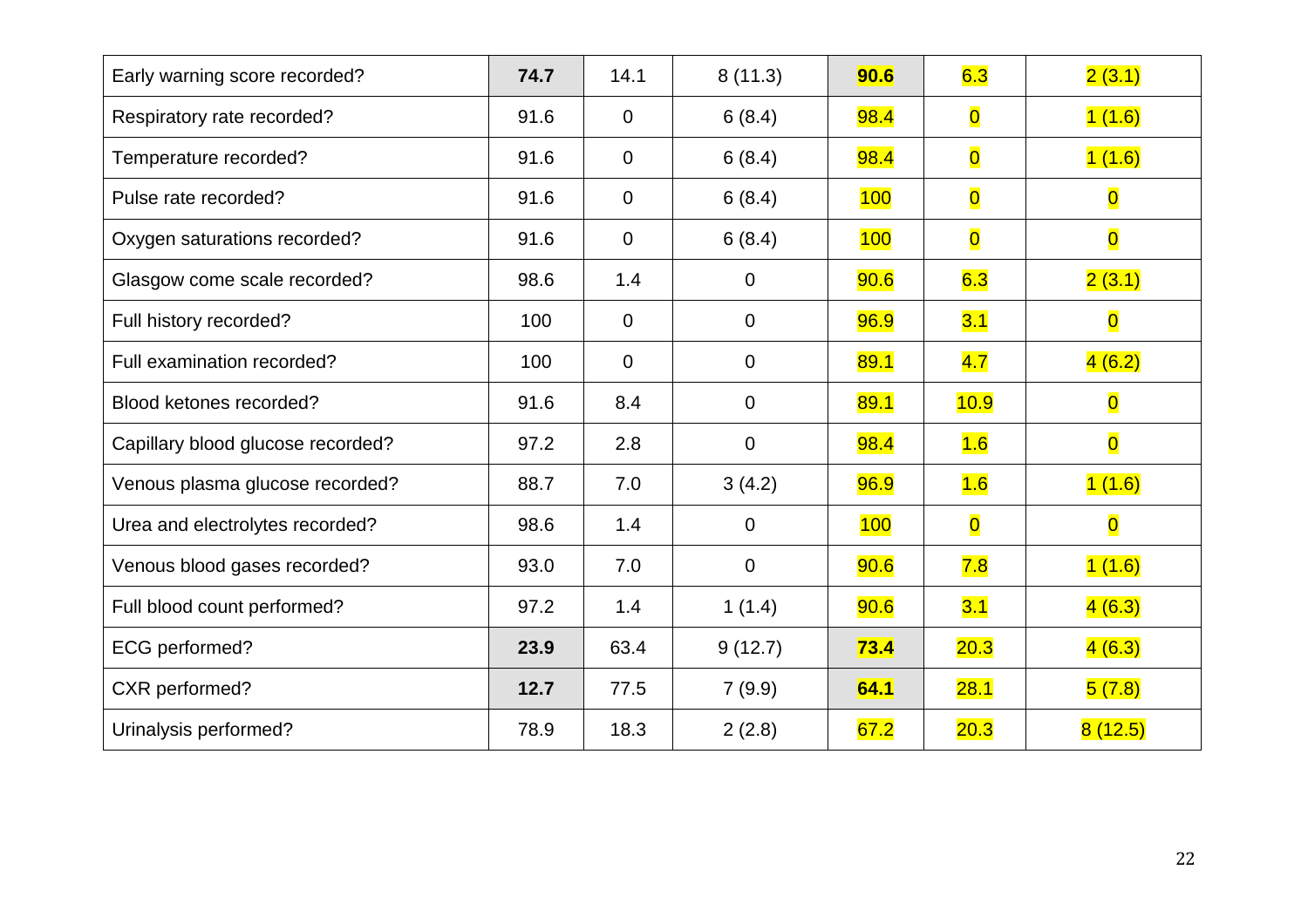| | | | | | | |
|---|---|---|---|---|---|---|
| Early warning score recorded? | **74.7** | 14.1 | 8 (11.3) | **90.6** | 6.3 | 2 (3.1) |
| Respiratory rate recorded? | 91.6 | 0 | 6 (8.4) | 98.4 | 0 | 1 (1.6) |
| Temperature recorded? | 91.6 | 0 | 6 (8.4) | 98.4 | 0 | 1 (1.6) |
| Pulse rate recorded? | 91.6 | 0 | 6 (8.4) | 100 | 0 | 0 |
| Oxygen saturations recorded? | 91.6 | 0 | 6 (8.4) | 100 | 0 | 0 |
| Glasgow come scale recorded? | 98.6 | 1.4 | 0 | 90.6 | 6.3 | 2 (3.1) |
| Full history recorded? | 100 | 0 | 0 | 96.9 | 3.1 | 0 |
| Full examination recorded? | 100 | 0 | 0 | 89.1 | 4.7 | 4 (6.2) |
| Blood ketones recorded? | 91.6 | 8.4 | 0 | 89.1 | 10.9 | 0 |
| Capillary blood glucose recorded? | 97.2 | 2.8 | 0 | 98.4 | 1.6 | 0 |
| Venous plasma glucose recorded? | 88.7 | 7.0 | 3 (4.2) | 96.9 | 1.6 | 1 (1.6) |
| Urea and electrolytes recorded? | 98.6 | 1.4 | 0 | 100 | 0 | 0 |
| Venous blood gases recorded? | 93.0 | 7.0 | 0 | 90.6 | 7.8 | 1 (1.6) |
| Full blood count performed? | 97.2 | 1.4 | 1 (1.4) | 90.6 | 3.1 | 4 (6.3) |
| ECG performed? | **23.9** | 63.4 | 9 (12.7) | **73.4** | 20.3 | 4 (6.3) |
| CXR performed? | **12.7** | 77.5 | 7 (9.9) | **64.1** | 28.1 | 5 (7.8) |
| Urinalysis performed? | 78.9 | 18.3 | 2 (2.8) | 67.2 | 20.3 | 8 (12.5) |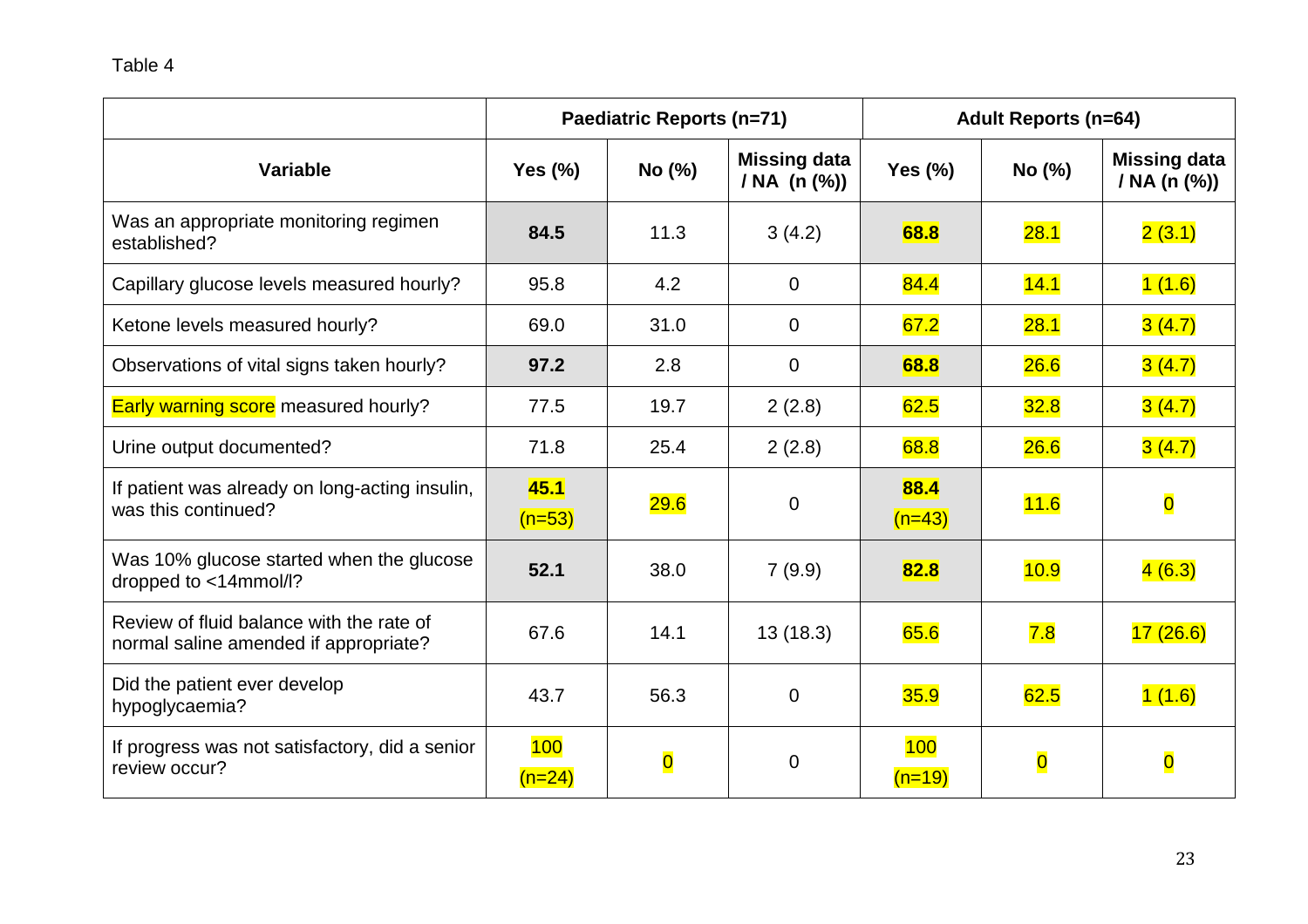Table 4

| Variable | Paediatric Reports (n=71) | | | Adult Reports (n=64) | | |
|---|---|---|---|---|---|---|
| | Yes (%) | No (%) | Missing data / NA (n (%)) | Yes (%) | No (%) | Missing data / NA (n (%)) |
| Was an appropriate monitoring regimen established? | **84.5** | 11.3 | 3 (4.2) | **68.8** | 28.1 | 2 (3.1) |
| Capillary glucose levels measured hourly? | 95.8 | 4.2 | 0 | 84.4 | 14.1 | 1 (1.6) |
| Ketone levels measured hourly? | 69.0 | 31.0 | 0 | 67.2 | 28.1 | 3 (4.7) |
| Observations of vital signs taken hourly? | **97.2** | 2.8 | 0 | **68.8** | 26.6 | 3 (4.7) |
| Early warning score measured hourly? | 77.5 | 19.7 | 2 (2.8) | 62.5 | 32.8 | 3 (4.7) |
| Urine output documented? | 71.8 | 25.4 | 2 (2.8) | 68.8 | 26.6 | 3 (4.7) |
| If patient was already on long-acting insulin, was this continued? | **45.1** (n=53) | 29.6 | 0 | **88.4** (n=43) | 11.6 | 0 |
| Was 10% glucose started when the glucose dropped to <14mmol/l? | **52.1** | 38.0 | 7 (9.9) | **82.8** | 10.9 | 4 (6.3) |
| Review of fluid balance with the rate of normal saline amended if appropriate? | 67.6 | 14.1 | 13 (18.3) | 65.6 | 7.8 | 17 (26.6) |
| Did the patient ever develop hypoglycaemia? | 43.7 | 56.3 | 0 | 35.9 | 62.5 | 1 (1.6) |
| If progress was not satisfactory, did a senior review occur? | 100 (n=24) | 0 | 0 | 100 (n=19) | 0 | 0 |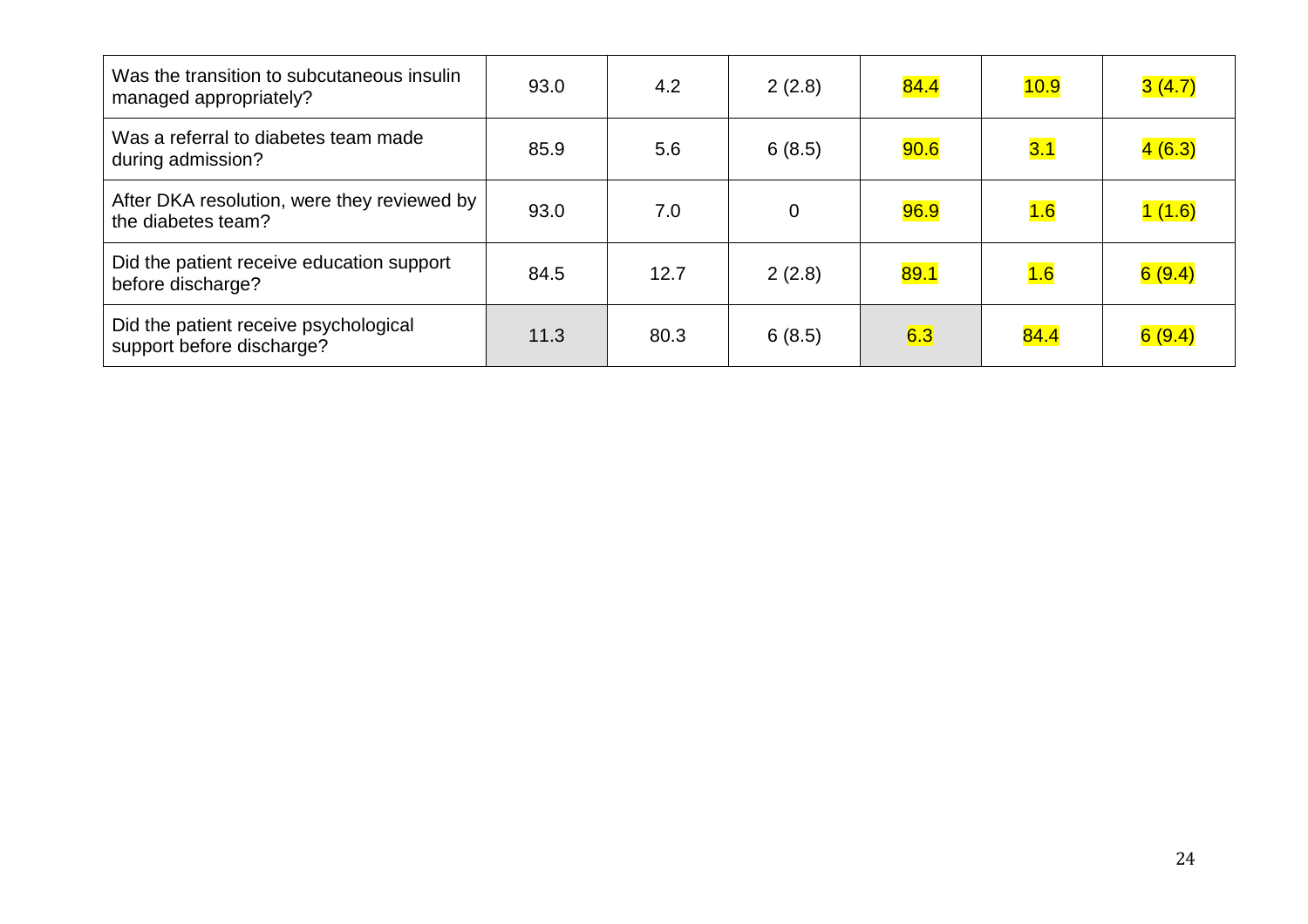| | | | | | | |
|---|---|---|---|---|---|---|
| Was the transition to subcutaneous insulin managed appropriately? | 93.0 | 4.2 | 2 (2.8) | 84.4 | 10.9 | 3 (4.7) |
| Was a referral to diabetes team made during admission? | 85.9 | 5.6 | 6 (8.5) | 90.6 | 3.1 | 4 (6.3) |
| After DKA resolution, were they reviewed by the diabetes team? | 93.0 | 7.0 | 0 | 96.9 | 1.6 | 1 (1.6) |
| Did the patient receive education support before discharge? | 84.5 | 12.7 | 2 (2.8) | 89.1 | 1.6 | 6 (9.4) |
| Did the patient receive psychological support before discharge? | 11.3 | 80.3 | 6 (8.5) | 6.3 | 84.4 | 6 (9.4) |